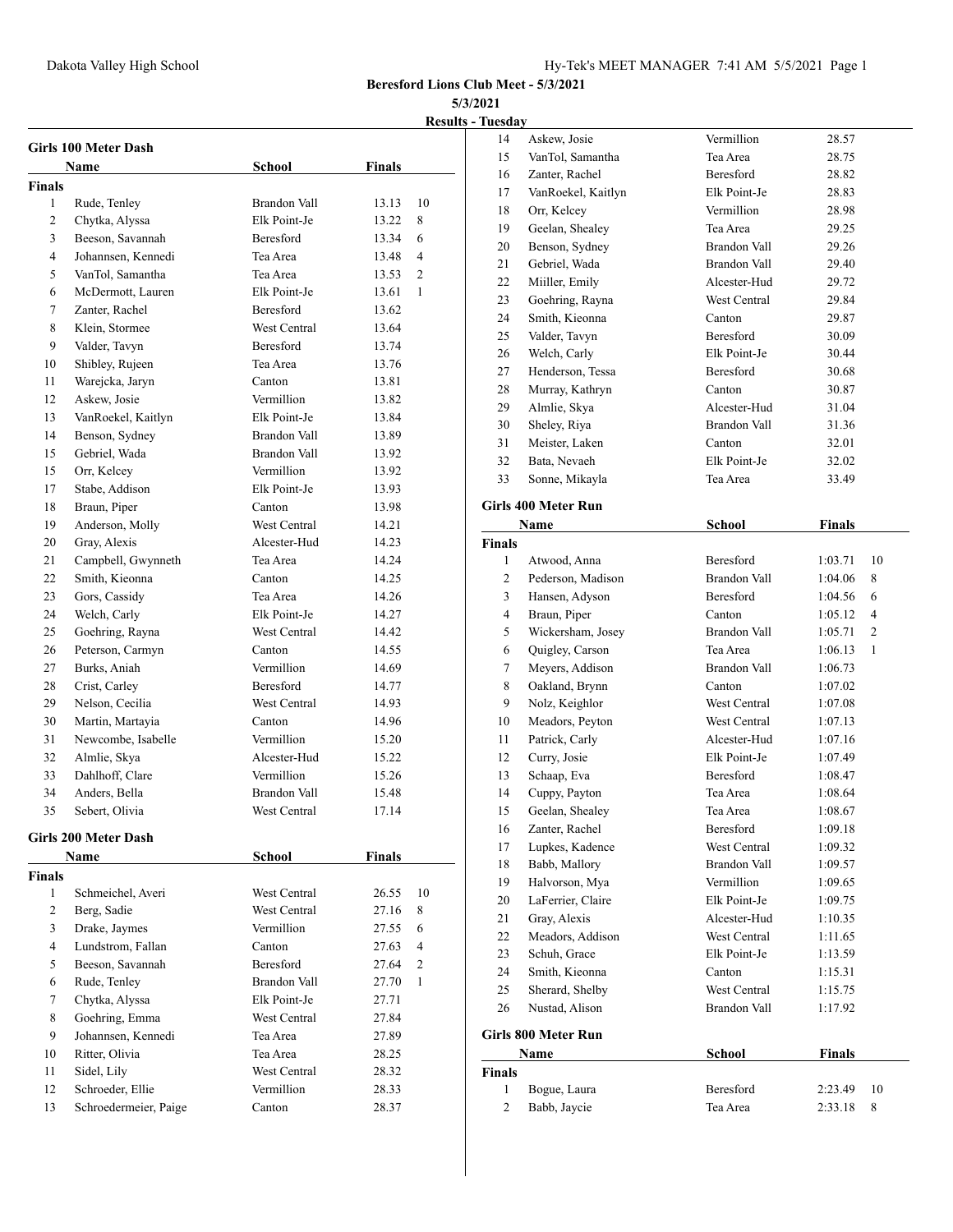## Beresford Lions Club Meet - 5/3/2021

**5/3/2021**

**Results - Tuesday**

### Girls 100 Meter Dash

| | Name | School | Finals | |
|---|---|---|---|---|
| **Finals** | | | | |
| 1 | Rude, Tenley | Brandon Vall | 13.13 | 10 |
| 2 | Chytka, Alyssa | Elk Point-Je | 13.22 | 8 |
| 3 | Beeson, Savannah | Beresford | 13.34 | 6 |
| 4 | Johannsen, Kennedi | Tea Area | 13.48 | 4 |
| 5 | VanTol, Samantha | Tea Area | 13.53 | 2 |
| 6 | McDermott, Lauren | Elk Point-Je | 13.61 | 1 |
| 7 | Zanter, Rachel | Beresford | 13.62 | |
| 8 | Klein, Stormee | West Central | 13.64 | |
| 9 | Valder, Tavyn | Beresford | 13.74 | |
| 10 | Shibley, Rujeen | Tea Area | 13.76 | |
| 11 | Warejcka, Jaryn | Canton | 13.81 | |
| 12 | Askew, Josie | Vermillion | 13.82 | |
| 13 | VanRoekel, Kaitlyn | Elk Point-Je | 13.84 | |
| 14 | Benson, Sydney | Brandon Vall | 13.89 | |
| 15 | Gebriel, Wada | Brandon Vall | 13.92 | |
| 15 | Orr, Kelcey | Vermillion | 13.92 | |
| 17 | Stabe, Addison | Elk Point-Je | 13.93 | |
| 18 | Braun, Piper | Canton | 13.98 | |
| 19 | Anderson, Molly | West Central | 14.21 | |
| 20 | Gray, Alexis | Alcester-Hud | 14.23 | |
| 21 | Campbell, Gwynneth | Tea Area | 14.24 | |
| 22 | Smith, Kieonna | Canton | 14.25 | |
| 23 | Gors, Cassidy | Tea Area | 14.26 | |
| 24 | Welch, Carly | Elk Point-Je | 14.27 | |
| 25 | Goehring, Rayna | West Central | 14.42 | |
| 26 | Peterson, Carmyn | Canton | 14.55 | |
| 27 | Burks, Aniah | Vermillion | 14.69 | |
| 28 | Crist, Carley | Beresford | 14.77 | |
| 29 | Nelson, Cecilia | West Central | 14.93 | |
| 30 | Martin, Martayia | Canton | 14.96 | |
| 31 | Newcombe, Isabelle | Vermillion | 15.20 | |
| 32 | Almlie, Skya | Alcester-Hud | 15.22 | |
| 33 | Dahlhoff, Clare | Vermillion | 15.26 | |
| 34 | Anders, Bella | Brandon Vall | 15.48 | |
| 35 | Sebert, Olivia | West Central | 17.14 | |

### Girls 200 Meter Dash

| | Name | School | Finals | |
|---|---|---|---|---|
| **Finals** | | | | |
| 1 | Schmeichel, Averi | West Central | 26.55 | 10 |
| 2 | Berg, Sadie | West Central | 27.16 | 8 |
| 3 | Drake, Jaymes | Vermillion | 27.55 | 6 |
| 4 | Lundstrom, Fallan | Canton | 27.63 | 4 |
| 5 | Beeson, Savannah | Beresford | 27.64 | 2 |
| 6 | Rude, Tenley | Brandon Vall | 27.70 | 1 |
| 7 | Chytka, Alyssa | Elk Point-Je | 27.71 | |
| 8 | Goehring, Emma | West Central | 27.84 | |
| 9 | Johannsen, Kennedi | Tea Area | 27.89 | |
| 10 | Ritter, Olivia | Tea Area | 28.25 | |
| 11 | Sidel, Lily | West Central | 28.32 | |
| 12 | Schroeder, Ellie | Vermillion | 28.33 | |
| 13 | Schroedermeier, Paige | Canton | 28.37 | |
| 14 | Askew, Josie | Vermillion | 28.57 | |
| 15 | VanTol, Samantha | Tea Area | 28.75 | |
| 16 | Zanter, Rachel | Beresford | 28.82 | |
| 17 | VanRoekel, Kaitlyn | Elk Point-Je | 28.83 | |
| 18 | Orr, Kelcey | Vermillion | 28.98 | |
| 19 | Geelan, Shealey | Tea Area | 29.25 | |
| 20 | Benson, Sydney | Brandon Vall | 29.26 | |
| 21 | Gebriel, Wada | Brandon Vall | 29.40 | |
| 22 | Miiller, Emily | Alcester-Hud | 29.72 | |
| 23 | Goehring, Rayna | West Central | 29.84 | |
| 24 | Smith, Kieonna | Canton | 29.87 | |
| 25 | Valder, Tavyn | Beresford | 30.09 | |
| 26 | Welch, Carly | Elk Point-Je | 30.44 | |
| 27 | Henderson, Tessa | Beresford | 30.68 | |
| 28 | Murray, Kathryn | Canton | 30.87 | |
| 29 | Almlie, Skya | Alcester-Hud | 31.04 | |
| 30 | Sheley, Riya | Brandon Vall | 31.36 | |
| 31 | Meister, Laken | Canton | 32.01 | |
| 32 | Bata, Nevaeh | Elk Point-Je | 32.02 | |
| 33 | Sonne, Mikayla | Tea Area | 33.49 | |

### Girls 400 Meter Run

| | Name | School | Finals | |
|---|---|---|---|---|
| **Finals** | | | | |
| 1 | Atwood, Anna | Beresford | 1:03.71 | 10 |
| 2 | Pederson, Madison | Brandon Vall | 1:04.06 | 8 |
| 3 | Hansen, Adyson | Beresford | 1:04.56 | 6 |
| 4 | Braun, Piper | Canton | 1:05.12 | 4 |
| 5 | Wickersham, Josey | Brandon Vall | 1:05.71 | 2 |
| 6 | Quigley, Carson | Tea Area | 1:06.13 | 1 |
| 7 | Meyers, Addison | Brandon Vall | 1:06.73 | |
| 8 | Oakland, Brynn | Canton | 1:07.02 | |
| 9 | Nolz, Keighlor | West Central | 1:07.08 | |
| 10 | Meadors, Peyton | West Central | 1:07.13 | |
| 11 | Patrick, Carly | Alcester-Hud | 1:07.16 | |
| 12 | Curry, Josie | Elk Point-Je | 1:07.49 | |
| 13 | Schaap, Eva | Beresford | 1:08.47 | |
| 14 | Cuppy, Payton | Tea Area | 1:08.64 | |
| 15 | Geelan, Shealey | Tea Area | 1:08.67 | |
| 16 | Zanter, Rachel | Beresford | 1:09.18 | |
| 17 | Lupkes, Kadence | West Central | 1:09.32 | |
| 18 | Babb, Mallory | Brandon Vall | 1:09.57 | |
| 19 | Halvorson, Mya | Vermillion | 1:09.65 | |
| 20 | LaFerrier, Claire | Elk Point-Je | 1:09.75 | |
| 21 | Gray, Alexis | Alcester-Hud | 1:10.35 | |
| 22 | Meadors, Addison | West Central | 1:11.65 | |
| 23 | Schuh, Grace | Elk Point-Je | 1:13.59 | |
| 24 | Smith, Kieonna | Canton | 1:15.31 | |
| 25 | Sherard, Shelby | West Central | 1:15.75 | |
| 26 | Nustad, Alison | Brandon Vall | 1:17.92 | |

### Girls 800 Meter Run

| | Name | School | Finals | |
|---|---|---|---|---|
| **Finals** | | | | |
| 1 | Bogue, Laura | Beresford | 2:23.49 | 10 |
| 2 | Babb, Jaycie | Tea Area | 2:33.18 | 8 |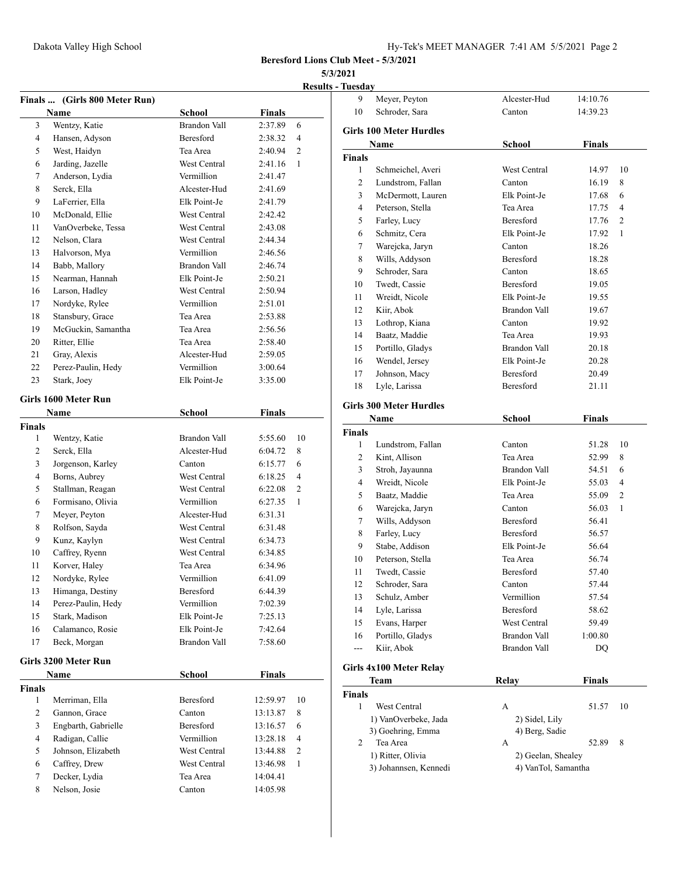**Beresford Lions Club Meet - 5/3/2021**

**5/3/2021**

**Results - Tuesday**

### Finals ... (Girls 800 Meter Run)

| | Name | School | Finals | |
|---|---|---|---|---|
| 3 | Wentzy, Katie | Brandon Vall | 2:37.89 | 6 |
| 4 | Hansen, Adyson | Beresford | 2:38.32 | 4 |
| 5 | West, Haidyn | Tea Area | 2:40.94 | 2 |
| 6 | Jarding, Jazelle | West Central | 2:41.16 | 1 |
| 7 | Anderson, Lydia | Vermillion | 2:41.47 | |
| 8 | Serck, Ella | Alcester-Hud | 2:41.69 | |
| 9 | LaFerrier, Ella | Elk Point-Je | 2:41.79 | |
| 10 | McDonald, Ellie | West Central | 2:42.42 | |
| 11 | VanOverbeke, Tessa | West Central | 2:43.08 | |
| 12 | Nelson, Clara | West Central | 2:44.34 | |
| 13 | Halvorson, Mya | Vermillion | 2:46.56 | |
| 14 | Babb, Mallory | Brandon Vall | 2:46.74 | |
| 15 | Nearman, Hannah | Elk Point-Je | 2:50.21 | |
| 16 | Larson, Hadley | West Central | 2:50.94 | |
| 17 | Nordyke, Rylee | Vermillion | 2:51.01 | |
| 18 | Stansbury, Grace | Tea Area | 2:53.88 | |
| 19 | McGuckin, Samantha | Tea Area | 2:56.56 | |
| 20 | Ritter, Ellie | Tea Area | 2:58.40 | |
| 21 | Gray, Alexis | Alcester-Hud | 2:59.05 | |
| 22 | Perez-Paulin, Hedy | Vermillion | 3:00.64 | |
| 23 | Stark, Joey | Elk Point-Je | 3:35.00 | |

### Girls 1600 Meter Run

| | Name | School | Finals | |
|---|---|---|---|---|
| **Finals** | | | | |
| 1 | Wentzy, Katie | Brandon Vall | 5:55.60 | 10 |
| 2 | Serck, Ella | Alcester-Hud | 6:04.72 | 8 |
| 3 | Jorgenson, Karley | Canton | 6:15.77 | 6 |
| 4 | Borns, Aubrey | West Central | 6:18.25 | 4 |
| 5 | Stallman, Reagan | West Central | 6:22.08 | 2 |
| 6 | Formisano, Olivia | Vermillion | 6:27.35 | 1 |
| 7 | Meyer, Peyton | Alcester-Hud | 6:31.31 | |
| 8 | Rolfson, Sayda | West Central | 6:31.48 | |
| 9 | Kunz, Kaylyn | West Central | 6:34.73 | |
| 10 | Caffrey, Ryenn | West Central | 6:34.85 | |
| 11 | Korver, Haley | Tea Area | 6:34.96 | |
| 12 | Nordyke, Rylee | Vermillion | 6:41.09 | |
| 13 | Himanga, Destiny | Beresford | 6:44.39 | |
| 14 | Perez-Paulin, Hedy | Vermillion | 7:02.39 | |
| 15 | Stark, Madison | Elk Point-Je | 7:25.13 | |
| 16 | Calamanco, Rosie | Elk Point-Je | 7:42.64 | |
| 17 | Beck, Morgan | Brandon Vall | 7:58.60 | |

### Girls 3200 Meter Run

| | Name | School | Finals | |
|---|---|---|---|---|
| **Finals** | | | | |
| 1 | Merriman, Ella | Beresford | 12:59.97 | 10 |
| 2 | Gannon, Grace | Canton | 13:13.87 | 8 |
| 3 | Engbarth, Gabrielle | Beresford | 13:16.57 | 6 |
| 4 | Radigan, Callie | Vermillion | 13:28.18 | 4 |
| 5 | Johnson, Elizabeth | West Central | 13:44.88 | 2 |
| 6 | Caffrey, Drew | West Central | 13:46.98 | 1 |
| 7 | Decker, Lydia | Tea Area | 14:04.41 | |
| 8 | Nelson, Josie | Canton | 14:05.98 | |
| 9 | Meyer, Peyton | Alcester-Hud | 14:10.76 | |
| 10 | Schroder, Sara | Canton | 14:39.23 | |

### Girls 100 Meter Hurdles

| | Name | School | Finals | |
|---|---|---|---|---|
| **Finals** | | | | |
| 1 | Schmeichel, Averi | West Central | 14.97 | 10 |
| 2 | Lundstrom, Fallan | Canton | 16.19 | 8 |
| 3 | McDermott, Lauren | Elk Point-Je | 17.68 | 6 |
| 4 | Peterson, Stella | Tea Area | 17.75 | 4 |
| 5 | Farley, Lucy | Beresford | 17.76 | 2 |
| 6 | Schmitz, Cera | Elk Point-Je | 17.92 | 1 |
| 7 | Warejcka, Jaryn | Canton | 18.26 | |
| 8 | Wills, Addyson | Beresford | 18.28 | |
| 9 | Schroder, Sara | Canton | 18.65 | |
| 10 | Twedt, Cassie | Beresford | 19.05 | |
| 11 | Wreidt, Nicole | Elk Point-Je | 19.55 | |
| 12 | Kiir, Abok | Brandon Vall | 19.67 | |
| 13 | Lothrop, Kiana | Canton | 19.92 | |
| 14 | Baatz, Maddie | Tea Area | 19.93 | |
| 15 | Portillo, Gladys | Brandon Vall | 20.18 | |
| 16 | Wendel, Jersey | Elk Point-Je | 20.28 | |
| 17 | Johnson, Macy | Beresford | 20.49 | |
| 18 | Lyle, Larissa | Beresford | 21.11 | |

### Girls 300 Meter Hurdles

| | Name | School | Finals | |
|---|---|---|---|---|
| **Finals** | | | | |
| 1 | Lundstrom, Fallan | Canton | 51.28 | 10 |
| 2 | Kint, Allison | Tea Area | 52.99 | 8 |
| 3 | Stroh, Jayaunna | Brandon Vall | 54.51 | 6 |
| 4 | Wreidt, Nicole | Elk Point-Je | 55.03 | 4 |
| 5 | Baatz, Maddie | Tea Area | 55.09 | 2 |
| 6 | Warejcka, Jaryn | Canton | 56.03 | 1 |
| 7 | Wills, Addyson | Beresford | 56.41 | |
| 8 | Farley, Lucy | Beresford | 56.57 | |
| 9 | Stabe, Addison | Elk Point-Je | 56.64 | |
| 10 | Peterson, Stella | Tea Area | 56.74 | |
| 11 | Twedt, Cassie | Beresford | 57.40 | |
| 12 | Schroder, Sara | Canton | 57.44 | |
| 13 | Schulz, Amber | Vermillion | 57.54 | |
| 14 | Lyle, Larissa | Beresford | 58.62 | |
| 15 | Evans, Harper | West Central | 59.49 | |
| 16 | Portillo, Gladys | Brandon Vall | 1:00.80 | |
| --- | Kiir, Abok | Brandon Vall | DQ | |

### Girls 4x100 Meter Relay

| | Team | Relay | Finals | |
|---|---|---|---|---|
| **Finals** | | | | |
| 1 | West Central | A | 51.57 | 10 |
| | 1) VanOverbeke, Jada | 2) Sidel, Lily | | |
| | 3) Goehring, Emma | 4) Berg, Sadie | | |
| 2 | Tea Area | A | 52.89 | 8 |
| | 1) Ritter, Olivia | 2) Geelan, Shealey | | |
| | 3) Johannsen, Kennedi | 4) VanTol, Samantha | | |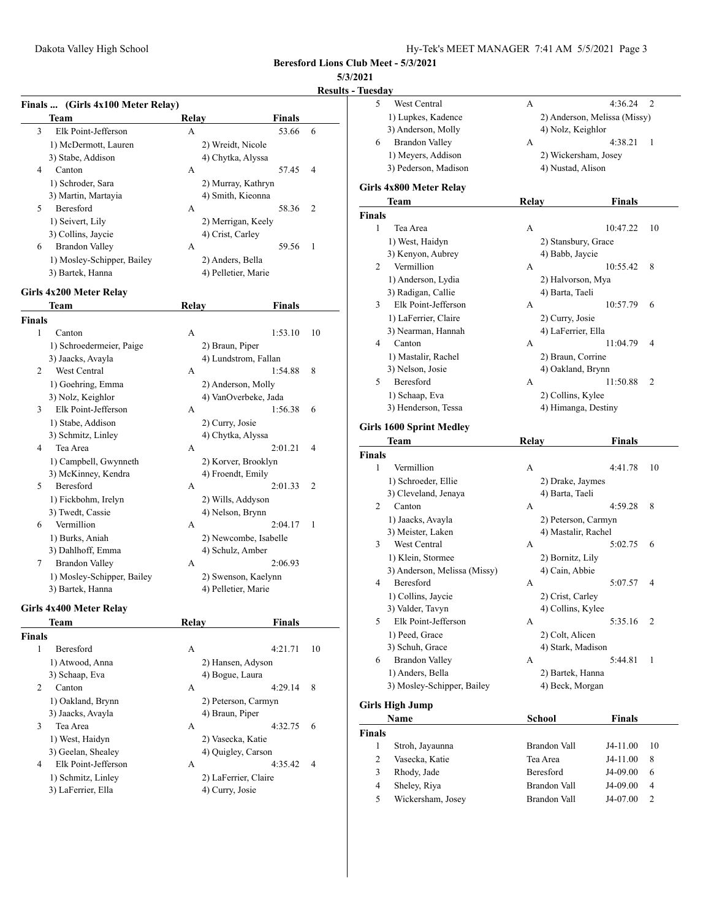**Beresford Lions Club Meet - 5/3/2021**

**5/3/2021**

**Results - Tuesday**

### Finals ... (Girls 4x100 Meter Relay)

| | Team | Relay | Finals | |
|---|---|---|---|---|
| 3 | Elk Point-Jefferson | A | 53.66 | 6 |
| | 1) McDermott, Lauren | 2) Wreidt, Nicole | | |
| | 3) Stabe, Addison | 4) Chytka, Alyssa | | |
| 4 | Canton | A | 57.45 | 4 |
| | 1) Schroder, Sara | 2) Murray, Kathryn | | |
| | 3) Martin, Martayia | 4) Smith, Kieonna | | |
| 5 | Beresford | A | 58.36 | 2 |
| | 1) Seivert, Lily | 2) Merrigan, Keely | | |
| | 3) Collins, Jaycie | 4) Crist, Carley | | |
| 6 | Brandon Valley | A | 59.56 | 1 |
| | 1) Mosley-Schipper, Bailey | 2) Anders, Bella | | |
| | 3) Bartek, Hanna | 4) Pelletier, Marie | | |

### Girls 4x200 Meter Relay

| | Team | Relay | Finals | |
|---|---|---|---|---|
| **Finals** | | | | |
| 1 | Canton | A | 1:53.10 | 10 |
| | 1) Schroedermeier, Paige | 2) Braun, Piper | | |
| | 3) Jaacks, Avayla | 4) Lundstrom, Fallan | | |
| 2 | West Central | A | 1:54.88 | 8 |
| | 1) Goehring, Emma | 2) Anderson, Molly | | |
| | 3) Nolz, Keighlor | 4) VanOverbeke, Jada | | |
| 3 | Elk Point-Jefferson | A | 1:56.38 | 6 |
| | 1) Stabe, Addison | 2) Curry, Josie | | |
| | 3) Schmitz, Linley | 4) Chytka, Alyssa | | |
| 4 | Tea Area | A | 2:01.21 | 4 |
| | 1) Campbell, Gwynneth | 2) Korver, Brooklyn | | |
| | 3) McKinney, Kendra | 4) Froendt, Emily | | |
| 5 | Beresford | A | 2:01.33 | 2 |
| | 1) Fickbohm, Irelyn | 2) Wills, Addyson | | |
| | 3) Twedt, Cassie | 4) Nelson, Brynn | | |
| 6 | Vermillion | A | 2:04.17 | 1 |
| | 1) Burks, Aniah | 2) Newcombe, Isabelle | | |
| | 3) Dahlhoff, Emma | 4) Schulz, Amber | | |
| 7 | Brandon Valley | A | 2:06.93 | |
| | 1) Mosley-Schipper, Bailey | 2) Swenson, Kaelynn | | |
| | 3) Bartek, Hanna | 4) Pelletier, Marie | | |

### Girls 4x400 Meter Relay

| | Team | Relay | Finals | |
|---|---|---|---|---|
| **Finals** | | | | |
| 1 | Beresford | A | 4:21.71 | 10 |
| | 1) Atwood, Anna | 2) Hansen, Adyson | | |
| | 3) Schaap, Eva | 4) Bogue, Laura | | |
| 2 | Canton | A | 4:29.14 | 8 |
| | 1) Oakland, Brynn | 2) Peterson, Carmyn | | |
| | 3) Jaacks, Avayla | 4) Braun, Piper | | |
| 3 | Tea Area | A | 4:32.75 | 6 |
| | 1) West, Haidyn | 2) Vasecka, Katie | | |
| | 3) Geelan, Shealey | 4) Quigley, Carson | | |
| 4 | Elk Point-Jefferson | A | 4:35.42 | 4 |
| | 1) Schmitz, Linley | 2) LaFerrier, Claire | | |
| | 3) LaFerrier, Ella | 4) Curry, Josie | | |
| 5 | West Central | A | 4:36.24 | 2 |
| | 1) Lupkes, Kadence | 2) Anderson, Melissa (Missy) | | |
| | 3) Anderson, Molly | 4) Nolz, Keighlor | | |
| 6 | Brandon Valley | A | 4:38.21 | 1 |
| | 1) Meyers, Addison | 2) Wickersham, Josey | | |
| | 3) Pederson, Madison | 4) Nustad, Alison | | |

### Girls 4x800 Meter Relay

| | Team | Relay | Finals | |
|---|---|---|---|---|
| **Finals** | | | | |
| 1 | Tea Area | A | 10:47.22 | 10 |
| | 1) West, Haidyn | 2) Stansbury, Grace | | |
| | 3) Kenyon, Aubrey | 4) Babb, Jaycie | | |
| 2 | Vermillion | A | 10:55.42 | 8 |
| | 1) Anderson, Lydia | 2) Halvorson, Mya | | |
| | 3) Radigan, Callie | 4) Barta, Taeli | | |
| 3 | Elk Point-Jefferson | A | 10:57.79 | 6 |
| | 1) LaFerrier, Claire | 2) Curry, Josie | | |
| | 3) Nearman, Hannah | 4) LaFerrier, Ella | | |
| 4 | Canton | A | 11:04.79 | 4 |
| | 1) Mastalir, Rachel | 2) Braun, Corrine | | |
| | 3) Nelson, Josie | 4) Oakland, Brynn | | |
| 5 | Beresford | A | 11:50.88 | 2 |
| | 1) Schaap, Eva | 2) Collins, Kylee | | |
| | 3) Henderson, Tessa | 4) Himanga, Destiny | | |

### Girls 1600 Sprint Medley

| | Team | Relay | Finals | |
|---|---|---|---|---|
| **Finals** | | | | |
| 1 | Vermillion | A | 4:41.78 | 10 |
| | 1) Schroeder, Ellie | 2) Drake, Jaymes | | |
| | 3) Cleveland, Jenaya | 4) Barta, Taeli | | |
| 2 | Canton | A | 4:59.28 | 8 |
| | 1) Jaacks, Avayla | 2) Peterson, Carmyn | | |
| | 3) Meister, Laken | 4) Mastalir, Rachel | | |
| 3 | West Central | A | 5:02.75 | 6 |
| | 1) Klein, Stormee | 2) Bornitz, Lily | | |
| | 3) Anderson, Melissa (Missy) | 4) Cain, Abbie | | |
| 4 | Beresford | A | 5:07.57 | 4 |
| | 1) Collins, Jaycie | 2) Crist, Carley | | |
| | 3) Valder, Tavyn | 4) Collins, Kylee | | |
| 5 | Elk Point-Jefferson | A | 5:35.16 | 2 |
| | 1) Peed, Grace | 2) Colt, Alicen | | |
| | 3) Schuh, Grace | 4) Stark, Madison | | |
| 6 | Brandon Valley | A | 5:44.81 | 1 |
| | 1) Anders, Bella | 2) Bartek, Hanna | | |
| | 3) Mosley-Schipper, Bailey | 4) Beck, Morgan | | |

### Girls High Jump

| | Name | School | Finals | |
|---|---|---|---|---|
| **Finals** | | | | |
| 1 | Stroh, Jayaunna | Brandon Vall | J4-11.00 | 10 |
| 2 | Vasecka, Katie | Tea Area | J4-11.00 | 8 |
| 3 | Rhody, Jade | Beresford | J4-09.00 | 6 |
| 4 | Sheley, Riya | Brandon Vall | J4-09.00 | 4 |
| 5 | Wickersham, Josey | Brandon Vall | J4-07.00 | 2 |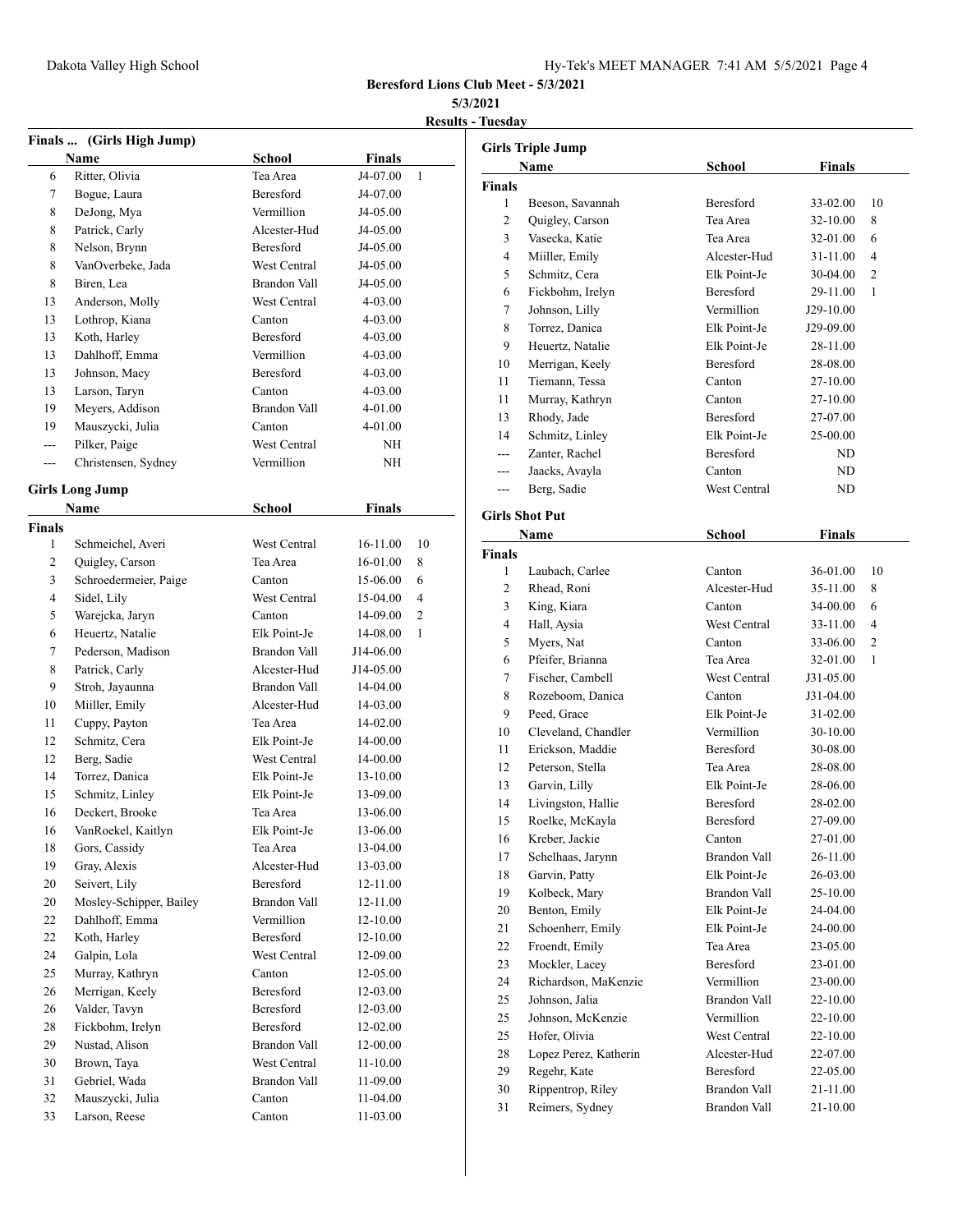**Beresford Lions Club Meet - 5/3/2021**

**5/3/2021**

**Results - Tuesday**

### Finals ... (Girls High Jump)

| | Name | School | Finals | |
|---|---|---|---|---|
| 6 | Ritter, Olivia | Tea Area | J4-07.00 | 1 |
| 7 | Bogue, Laura | Beresford | J4-07.00 | |
| 8 | DeJong, Mya | Vermillion | J4-05.00 | |
| 8 | Patrick, Carly | Alcester-Hud | J4-05.00 | |
| 8 | Nelson, Brynn | Beresford | J4-05.00 | |
| 8 | VanOverbeke, Jada | West Central | J4-05.00 | |
| 8 | Biren, Lea | Brandon Vall | J4-05.00 | |
| 13 | Anderson, Molly | West Central | 4-03.00 | |
| 13 | Lothrop, Kiana | Canton | 4-03.00 | |
| 13 | Koth, Harley | Beresford | 4-03.00 | |
| 13 | Dahlhoff, Emma | Vermillion | 4-03.00 | |
| 13 | Johnson, Macy | Beresford | 4-03.00 | |
| 13 | Larson, Taryn | Canton | 4-03.00 | |
| 19 | Meyers, Addison | Brandon Vall | 4-01.00 | |
| 19 | Mauszycki, Julia | Canton | 4-01.00 | |
| --- | Pilker, Paige | West Central | NH | |
| --- | Christensen, Sydney | Vermillion | NH | |

### Girls Long Jump

| | Name | School | Finals | |
|---|---|---|---|---|
| **Finals** | | | | |
| 1 | Schmeichel, Averi | West Central | 16-11.00 | 10 |
| 2 | Quigley, Carson | Tea Area | 16-01.00 | 8 |
| 3 | Schroedermeier, Paige | Canton | 15-06.00 | 6 |
| 4 | Sidel, Lily | West Central | 15-04.00 | 4 |
| 5 | Warejcka, Jaryn | Canton | 14-09.00 | 2 |
| 6 | Heuertz, Natalie | Elk Point-Je | 14-08.00 | 1 |
| 7 | Pederson, Madison | Brandon Vall | J14-06.00 | |
| 8 | Patrick, Carly | Alcester-Hud | J14-05.00 | |
| 9 | Stroh, Jayaunna | Brandon Vall | 14-04.00 | |
| 10 | Miiller, Emily | Alcester-Hud | 14-03.00 | |
| 11 | Cuppy, Payton | Tea Area | 14-02.00 | |
| 12 | Schmitz, Cera | Elk Point-Je | 14-00.00 | |
| 12 | Berg, Sadie | West Central | 14-00.00 | |
| 14 | Torrez, Danica | Elk Point-Je | 13-10.00 | |
| 15 | Schmitz, Linley | Elk Point-Je | 13-09.00 | |
| 16 | Deckert, Brooke | Tea Area | 13-06.00 | |
| 16 | VanRoekel, Kaitlyn | Elk Point-Je | 13-06.00 | |
| 18 | Gors, Cassidy | Tea Area | 13-04.00 | |
| 19 | Gray, Alexis | Alcester-Hud | 13-03.00 | |
| 20 | Seivert, Lily | Beresford | 12-11.00 | |
| 20 | Mosley-Schipper, Bailey | Brandon Vall | 12-11.00 | |
| 22 | Dahlhoff, Emma | Vermillion | 12-10.00 | |
| 22 | Koth, Harley | Beresford | 12-10.00 | |
| 24 | Galpin, Lola | West Central | 12-09.00 | |
| 25 | Murray, Kathryn | Canton | 12-05.00 | |
| 26 | Merrigan, Keely | Beresford | 12-03.00 | |
| 26 | Valder, Tavyn | Beresford | 12-03.00 | |
| 28 | Fickbohm, Irelyn | Beresford | 12-02.00 | |
| 29 | Nustad, Alison | Brandon Vall | 12-00.00 | |
| 30 | Brown, Taya | West Central | 11-10.00 | |
| 31 | Gebriel, Wada | Brandon Vall | 11-09.00 | |
| 32 | Mauszycki, Julia | Canton | 11-04.00 | |
| 33 | Larson, Reese | Canton | 11-03.00 | |

### Girls Triple Jump

| | Name | School | Finals | |
|---|---|---|---|---|
| **Finals** | | | | |
| 1 | Beeson, Savannah | Beresford | 33-02.00 | 10 |
| 2 | Quigley, Carson | Tea Area | 32-10.00 | 8 |
| 3 | Vasecka, Katie | Tea Area | 32-01.00 | 6 |
| 4 | Miiller, Emily | Alcester-Hud | 31-11.00 | 4 |
| 5 | Schmitz, Cera | Elk Point-Je | 30-04.00 | 2 |
| 6 | Fickbohm, Irelyn | Beresford | 29-11.00 | 1 |
| 7 | Johnson, Lilly | Vermillion | J29-10.00 | |
| 8 | Torrez, Danica | Elk Point-Je | J29-09.00 | |
| 9 | Heuertz, Natalie | Elk Point-Je | 28-11.00 | |
| 10 | Merrigan, Keely | Beresford | 28-08.00 | |
| 11 | Tiemann, Tessa | Canton | 27-10.00 | |
| 11 | Murray, Kathryn | Canton | 27-10.00 | |
| 13 | Rhody, Jade | Beresford | 27-07.00 | |
| 14 | Schmitz, Linley | Elk Point-Je | 25-00.00 | |
| --- | Zanter, Rachel | Beresford | ND | |
| --- | Jaacks, Avayla | Canton | ND | |
| --- | Berg, Sadie | West Central | ND | |

### Girls Shot Put

| | Name | School | Finals | |
|---|---|---|---|---|
| **Finals** | | | | |
| 1 | Laubach, Carlee | Canton | 36-01.00 | 10 |
| 2 | Rhead, Roni | Alcester-Hud | 35-11.00 | 8 |
| 3 | King, Kiara | Canton | 34-00.00 | 6 |
| 4 | Hall, Aysia | West Central | 33-11.00 | 4 |
| 5 | Myers, Nat | Canton | 33-06.00 | 2 |
| 6 | Pfeifer, Brianna | Tea Area | 32-01.00 | 1 |
| 7 | Fischer, Cambell | West Central | J31-05.00 | |
| 8 | Rozeboom, Danica | Canton | J31-04.00 | |
| 9 | Peed, Grace | Elk Point-Je | 31-02.00 | |
| 10 | Cleveland, Chandler | Vermillion | 30-10.00 | |
| 11 | Erickson, Maddie | Beresford | 30-08.00 | |
| 12 | Peterson, Stella | Tea Area | 28-08.00 | |
| 13 | Garvin, Lilly | Elk Point-Je | 28-06.00 | |
| 14 | Livingston, Hallie | Beresford | 28-02.00 | |
| 15 | Roelke, McKayla | Beresford | 27-09.00 | |
| 16 | Kreber, Jackie | Canton | 27-01.00 | |
| 17 | Schelhaas, Jarynn | Brandon Vall | 26-11.00 | |
| 18 | Garvin, Patty | Elk Point-Je | 26-03.00 | |
| 19 | Kolbeck, Mary | Brandon Vall | 25-10.00 | |
| 20 | Benton, Emily | Elk Point-Je | 24-04.00 | |
| 21 | Schoenherr, Emily | Elk Point-Je | 24-00.00 | |
| 22 | Froendt, Emily | Tea Area | 23-05.00 | |
| 23 | Mockler, Lacey | Beresford | 23-01.00 | |
| 24 | Richardson, MaKenzie | Vermillion | 23-00.00 | |
| 25 | Johnson, Jalia | Brandon Vall | 22-10.00 | |
| 25 | Johnson, McKenzie | Vermillion | 22-10.00 | |
| 25 | Hofer, Olivia | West Central | 22-10.00 | |
| 28 | Lopez Perez, Katherin | Alcester-Hud | 22-07.00 | |
| 29 | Regehr, Kate | Beresford | 22-05.00 | |
| 30 | Rippentrop, Riley | Brandon Vall | 21-11.00 | |
| 31 | Reimers, Sydney | Brandon Vall | 21-10.00 | |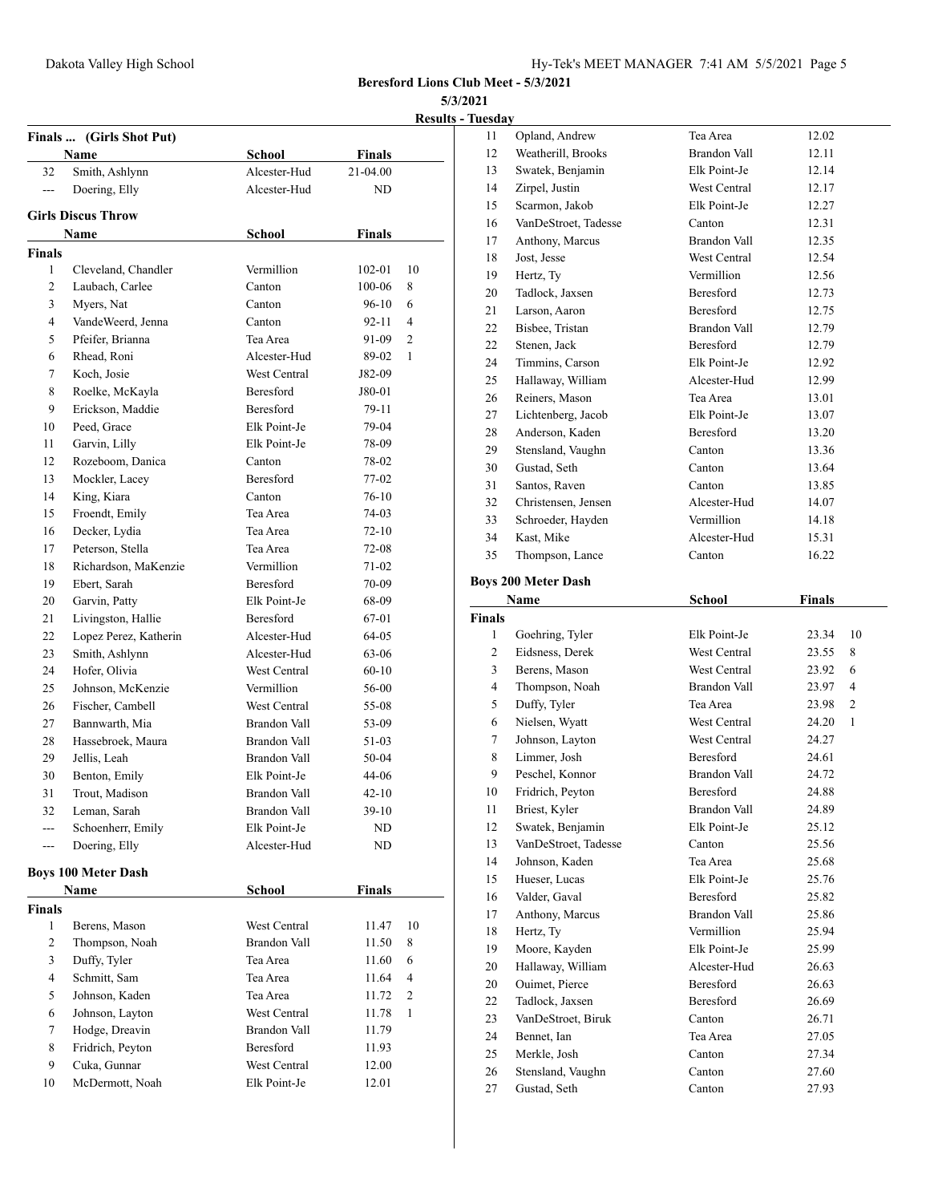**Beresford Lions Club Meet - 5/3/2021**

**5/3/2021**

**Results - Tuesday**

### Finals ... (Girls Shot Put)

| | Name | School | Finals | |
|---|---|---|---|---|
| 32 | Smith, Ashlynn | Alcester-Hud | 21-04.00 | |
| --- | Doering, Elly | Alcester-Hud | ND | |

### Girls Discus Throw

| | Name | School | Finals | |
|---|---|---|---|---|
| **Finals** | | | | |
| 1 | Cleveland, Chandler | Vermillion | 102-01 | 10 |
| 2 | Laubach, Carlee | Canton | 100-06 | 8 |
| 3 | Myers, Nat | Canton | 96-10 | 6 |
| 4 | VandeWeerd, Jenna | Canton | 92-11 | 4 |
| 5 | Pfeifer, Brianna | Tea Area | 91-09 | 2 |
| 6 | Rhead, Roni | Alcester-Hud | 89-02 | 1 |
| 7 | Koch, Josie | West Central | J82-09 | |
| 8 | Roelke, McKayla | Beresford | J80-01 | |
| 9 | Erickson, Maddie | Beresford | 79-11 | |
| 10 | Peed, Grace | Elk Point-Je | 79-04 | |
| 11 | Garvin, Lilly | Elk Point-Je | 78-09 | |
| 12 | Rozeboom, Danica | Canton | 78-02 | |
| 13 | Mockler, Lacey | Beresford | 77-02 | |
| 14 | King, Kiara | Canton | 76-10 | |
| 15 | Froendt, Emily | Tea Area | 74-03 | |
| 16 | Decker, Lydia | Tea Area | 72-10 | |
| 17 | Peterson, Stella | Tea Area | 72-08 | |
| 18 | Richardson, MaKenzie | Vermillion | 71-02 | |
| 19 | Ebert, Sarah | Beresford | 70-09 | |
| 20 | Garvin, Patty | Elk Point-Je | 68-09 | |
| 21 | Livingston, Hallie | Beresford | 67-01 | |
| 22 | Lopez Perez, Katherin | Alcester-Hud | 64-05 | |
| 23 | Smith, Ashlynn | Alcester-Hud | 63-06 | |
| 24 | Hofer, Olivia | West Central | 60-10 | |
| 25 | Johnson, McKenzie | Vermillion | 56-00 | |
| 26 | Fischer, Cambell | West Central | 55-08 | |
| 27 | Bannwarth, Mia | Brandon Vall | 53-09 | |
| 28 | Hassebroek, Maura | Brandon Vall | 51-03 | |
| 29 | Jellis, Leah | Brandon Vall | 50-04 | |
| 30 | Benton, Emily | Elk Point-Je | 44-06 | |
| 31 | Trout, Madison | Brandon Vall | 42-10 | |
| 32 | Leman, Sarah | Brandon Vall | 39-10 | |
| --- | Schoenherr, Emily | Elk Point-Je | ND | |
| --- | Doering, Elly | Alcester-Hud | ND | |

### Boys 100 Meter Dash

| | Name | School | Finals | |
|---|---|---|---|---|
| **Finals** | | | | |
| 1 | Berens, Mason | West Central | 11.47 | 10 |
| 2 | Thompson, Noah | Brandon Vall | 11.50 | 8 |
| 3 | Duffy, Tyler | Tea Area | 11.60 | 6 |
| 4 | Schmitt, Sam | Tea Area | 11.64 | 4 |
| 5 | Johnson, Kaden | Tea Area | 11.72 | 2 |
| 6 | Johnson, Layton | West Central | 11.78 | 1 |
| 7 | Hodge, Dreavin | Brandon Vall | 11.79 | |
| 8 | Fridrich, Peyton | Beresford | 11.93 | |
| 9 | Cuka, Gunnar | West Central | 12.00 | |
| 10 | McDermott, Noah | Elk Point-Je | 12.01 | |
| 11 | Opland, Andrew | Tea Area | 12.02 | |
| 12 | Weatherill, Brooks | Brandon Vall | 12.11 | |
| 13 | Swatek, Benjamin | Elk Point-Je | 12.14 | |
| 14 | Zirpel, Justin | West Central | 12.17 | |
| 15 | Scarmon, Jakob | Elk Point-Je | 12.27 | |
| 16 | VanDeStroet, Tadesse | Canton | 12.31 | |
| 17 | Anthony, Marcus | Brandon Vall | 12.35 | |
| 18 | Jost, Jesse | West Central | 12.54 | |
| 19 | Hertz, Ty | Vermillion | 12.56 | |
| 20 | Tadlock, Jaxsen | Beresford | 12.73 | |
| 21 | Larson, Aaron | Beresford | 12.75 | |
| 22 | Bisbee, Tristan | Brandon Vall | 12.79 | |
| 22 | Stenen, Jack | Beresford | 12.79 | |
| 24 | Timmins, Carson | Elk Point-Je | 12.92 | |
| 25 | Hallaway, William | Alcester-Hud | 12.99 | |
| 26 | Reiners, Mason | Tea Area | 13.01 | |
| 27 | Lichtenberg, Jacob | Elk Point-Je | 13.07 | |
| 28 | Anderson, Kaden | Beresford | 13.20 | |
| 29 | Stensland, Vaughn | Canton | 13.36 | |
| 30 | Gustad, Seth | Canton | 13.64 | |
| 31 | Santos, Raven | Canton | 13.85 | |
| 32 | Christensen, Jensen | Alcester-Hud | 14.07 | |
| 33 | Schroeder, Hayden | Vermillion | 14.18 | |
| 34 | Kast, Mike | Alcester-Hud | 15.31 | |
| 35 | Thompson, Lance | Canton | 16.22 | |

### Boys 200 Meter Dash

| | Name | School | Finals | |
|---|---|---|---|---|
| **Finals** | | | | |
| 1 | Goehring, Tyler | Elk Point-Je | 23.34 | 10 |
| 2 | Eidsness, Derek | West Central | 23.55 | 8 |
| 3 | Berens, Mason | West Central | 23.92 | 6 |
| 4 | Thompson, Noah | Brandon Vall | 23.97 | 4 |
| 5 | Duffy, Tyler | Tea Area | 23.98 | 2 |
| 6 | Nielsen, Wyatt | West Central | 24.20 | 1 |
| 7 | Johnson, Layton | West Central | 24.27 | |
| 8 | Limmer, Josh | Beresford | 24.61 | |
| 9 | Peschel, Konnor | Brandon Vall | 24.72 | |
| 10 | Fridrich, Peyton | Beresford | 24.88 | |
| 11 | Briest, Kyler | Brandon Vall | 24.89 | |
| 12 | Swatek, Benjamin | Elk Point-Je | 25.12 | |
| 13 | VanDeStroet, Tadesse | Canton | 25.56 | |
| 14 | Johnson, Kaden | Tea Area | 25.68 | |
| 15 | Hueser, Lucas | Elk Point-Je | 25.76 | |
| 16 | Valder, Gaval | Beresford | 25.82 | |
| 17 | Anthony, Marcus | Brandon Vall | 25.86 | |
| 18 | Hertz, Ty | Vermillion | 25.94 | |
| 19 | Moore, Kayden | Elk Point-Je | 25.99 | |
| 20 | Hallaway, William | Alcester-Hud | 26.63 | |
| 20 | Ouimet, Pierce | Beresford | 26.63 | |
| 22 | Tadlock, Jaxsen | Beresford | 26.69 | |
| 23 | VanDeStroet, Biruk | Canton | 26.71 | |
| 24 | Bennet, Ian | Tea Area | 27.05 | |
| 25 | Merkle, Josh | Canton | 27.34 | |
| 26 | Stensland, Vaughn | Canton | 27.60 | |
| 27 | Gustad, Seth | Canton | 27.93 | |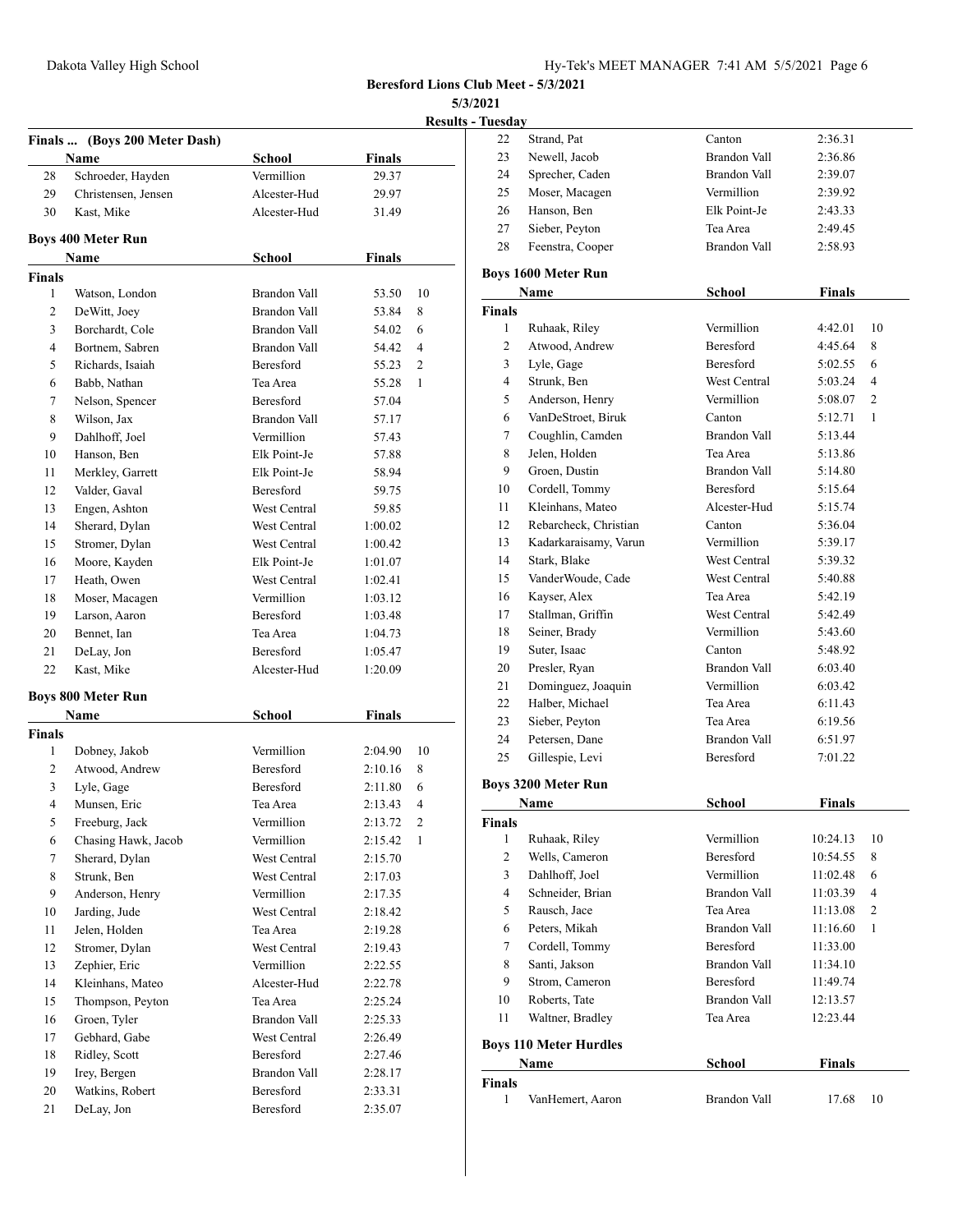**Beresford Lions Club Meet - 5/3/2021**

**5/3/2021**

**Results - Tuesday**

### Finals ... (Boys 200 Meter Dash)

| | Name | School | Finals |
|---|---|---|---|
| 28 | Schroeder, Hayden | Vermillion | 29.37 |
| 29 | Christensen, Jensen | Alcester-Hud | 29.97 |
| 30 | Kast, Mike | Alcester-Hud | 31.49 |

### Boys 400 Meter Run

| | Name | School | Finals | |
|---|---|---|---|---|
| **Finals** | | | | |
| 1 | Watson, London | Brandon Vall | 53.50 | 10 |
| 2 | DeWitt, Joey | Brandon Vall | 53.84 | 8 |
| 3 | Borchardt, Cole | Brandon Vall | 54.02 | 6 |
| 4 | Bortnem, Sabren | Brandon Vall | 54.42 | 4 |
| 5 | Richards, Isaiah | Beresford | 55.23 | 2 |
| 6 | Babb, Nathan | Tea Area | 55.28 | 1 |
| 7 | Nelson, Spencer | Beresford | 57.04 | |
| 8 | Wilson, Jax | Brandon Vall | 57.17 | |
| 9 | Dahlhoff, Joel | Vermillion | 57.43 | |
| 10 | Hanson, Ben | Elk Point-Je | 57.88 | |
| 11 | Merkley, Garrett | Elk Point-Je | 58.94 | |
| 12 | Valder, Gaval | Beresford | 59.75 | |
| 13 | Engen, Ashton | West Central | 59.85 | |
| 14 | Sherard, Dylan | West Central | 1:00.02 | |
| 15 | Stromer, Dylan | West Central | 1:00.42 | |
| 16 | Moore, Kayden | Elk Point-Je | 1:01.07 | |
| 17 | Heath, Owen | West Central | 1:02.41 | |
| 18 | Moser, Macagen | Vermillion | 1:03.12 | |
| 19 | Larson, Aaron | Beresford | 1:03.48 | |
| 20 | Bennet, Ian | Tea Area | 1:04.73 | |
| 21 | DeLay, Jon | Beresford | 1:05.47 | |
| 22 | Kast, Mike | Alcester-Hud | 1:20.09 | |

### Boys 800 Meter Run

| | Name | School | Finals | |
|---|---|---|---|---|
| **Finals** | | | | |
| 1 | Dobney, Jakob | Vermillion | 2:04.90 | 10 |
| 2 | Atwood, Andrew | Beresford | 2:10.16 | 8 |
| 3 | Lyle, Gage | Beresford | 2:11.80 | 6 |
| 4 | Munsen, Eric | Tea Area | 2:13.43 | 4 |
| 5 | Freeburg, Jack | Vermillion | 2:13.72 | 2 |
| 6 | Chasing Hawk, Jacob | Vermillion | 2:15.42 | 1 |
| 7 | Sherard, Dylan | West Central | 2:15.70 | |
| 8 | Strunk, Ben | West Central | 2:17.03 | |
| 9 | Anderson, Henry | Vermillion | 2:17.35 | |
| 10 | Jarding, Jude | West Central | 2:18.42 | |
| 11 | Jelen, Holden | Tea Area | 2:19.28 | |
| 12 | Stromer, Dylan | West Central | 2:19.43 | |
| 13 | Zephier, Eric | Vermillion | 2:22.55 | |
| 14 | Kleinhans, Mateo | Alcester-Hud | 2:22.78 | |
| 15 | Thompson, Peyton | Tea Area | 2:25.24 | |
| 16 | Groen, Tyler | Brandon Vall | 2:25.33 | |
| 17 | Gebhard, Gabe | West Central | 2:26.49 | |
| 18 | Ridley, Scott | Beresford | 2:27.46 | |
| 19 | Irey, Bergen | Brandon Vall | 2:28.17 | |
| 20 | Watkins, Robert | Beresford | 2:33.31 | |
| 21 | DeLay, Jon | Beresford | 2:35.07 | |
| 22 | Strand, Pat | Canton | 2:36.31 | |
| 23 | Newell, Jacob | Brandon Vall | 2:36.86 | |
| 24 | Sprecher, Caden | Brandon Vall | 2:39.07 | |
| 25 | Moser, Macagen | Vermillion | 2:39.92 | |
| 26 | Hanson, Ben | Elk Point-Je | 2:43.33 | |
| 27 | Sieber, Peyton | Tea Area | 2:49.45 | |
| 28 | Feenstra, Cooper | Brandon Vall | 2:58.93 | |

### Boys 1600 Meter Run

| | Name | School | Finals | |
|---|---|---|---|---|
| **Finals** | | | | |
| 1 | Ruhaak, Riley | Vermillion | 4:42.01 | 10 |
| 2 | Atwood, Andrew | Beresford | 4:45.64 | 8 |
| 3 | Lyle, Gage | Beresford | 5:02.55 | 6 |
| 4 | Strunk, Ben | West Central | 5:03.24 | 4 |
| 5 | Anderson, Henry | Vermillion | 5:08.07 | 2 |
| 6 | VanDeStroet, Biruk | Canton | 5:12.71 | 1 |
| 7 | Coughlin, Camden | Brandon Vall | 5:13.44 | |
| 8 | Jelen, Holden | Tea Area | 5:13.86 | |
| 9 | Groen, Dustin | Brandon Vall | 5:14.80 | |
| 10 | Cordell, Tommy | Beresford | 5:15.64 | |
| 11 | Kleinhans, Mateo | Alcester-Hud | 5:15.74 | |
| 12 | Rebarcheck, Christian | Canton | 5:36.04 | |
| 13 | Kadarkaraisamy, Varun | Vermillion | 5:39.17 | |
| 14 | Stark, Blake | West Central | 5:39.32 | |
| 15 | VanderWoude, Cade | West Central | 5:40.88 | |
| 16 | Kayser, Alex | Tea Area | 5:42.19 | |
| 17 | Stallman, Griffin | West Central | 5:42.49 | |
| 18 | Seiner, Brady | Vermillion | 5:43.60 | |
| 19 | Suter, Isaac | Canton | 5:48.92 | |
| 20 | Presler, Ryan | Brandon Vall | 6:03.40 | |
| 21 | Dominguez, Joaquin | Vermillion | 6:03.42 | |
| 22 | Halbner, Michael | Tea Area | 6:11.43 | |
| 23 | Sieber, Peyton | Tea Area | 6:19.56 | |
| 24 | Petersen, Dane | Brandon Vall | 6:51.97 | |
| 25 | Gillespie, Levi | Beresford | 7:01.22 | |

### Boys 3200 Meter Run

| | Name | School | Finals | |
|---|---|---|---|---|
| **Finals** | | | | |
| 1 | Ruhaak, Riley | Vermillion | 10:24.13 | 10 |
| 2 | Wells, Cameron | Beresford | 10:54.55 | 8 |
| 3 | Dahlhoff, Joel | Vermillion | 11:02.48 | 6 |
| 4 | Schneider, Brian | Brandon Vall | 11:03.39 | 4 |
| 5 | Rausch, Jace | Tea Area | 11:13.08 | 2 |
| 6 | Peters, Mikah | Brandon Vall | 11:16.60 | 1 |
| 7 | Cordell, Tommy | Beresford | 11:33.00 | |
| 8 | Santi, Jakson | Brandon Vall | 11:34.10 | |
| 9 | Strom, Cameron | Beresford | 11:49.74 | |
| 10 | Roberts, Tate | Brandon Vall | 12:13.57 | |
| 11 | Waltner, Bradley | Tea Area | 12:23.44 | |

### Boys 110 Meter Hurdles

| | Name | School | Finals | |
|---|---|---|---|---|
| **Finals** | | | | |
| 1 | VanHemert, Aaron | Brandon Vall | 17.68 | 10 |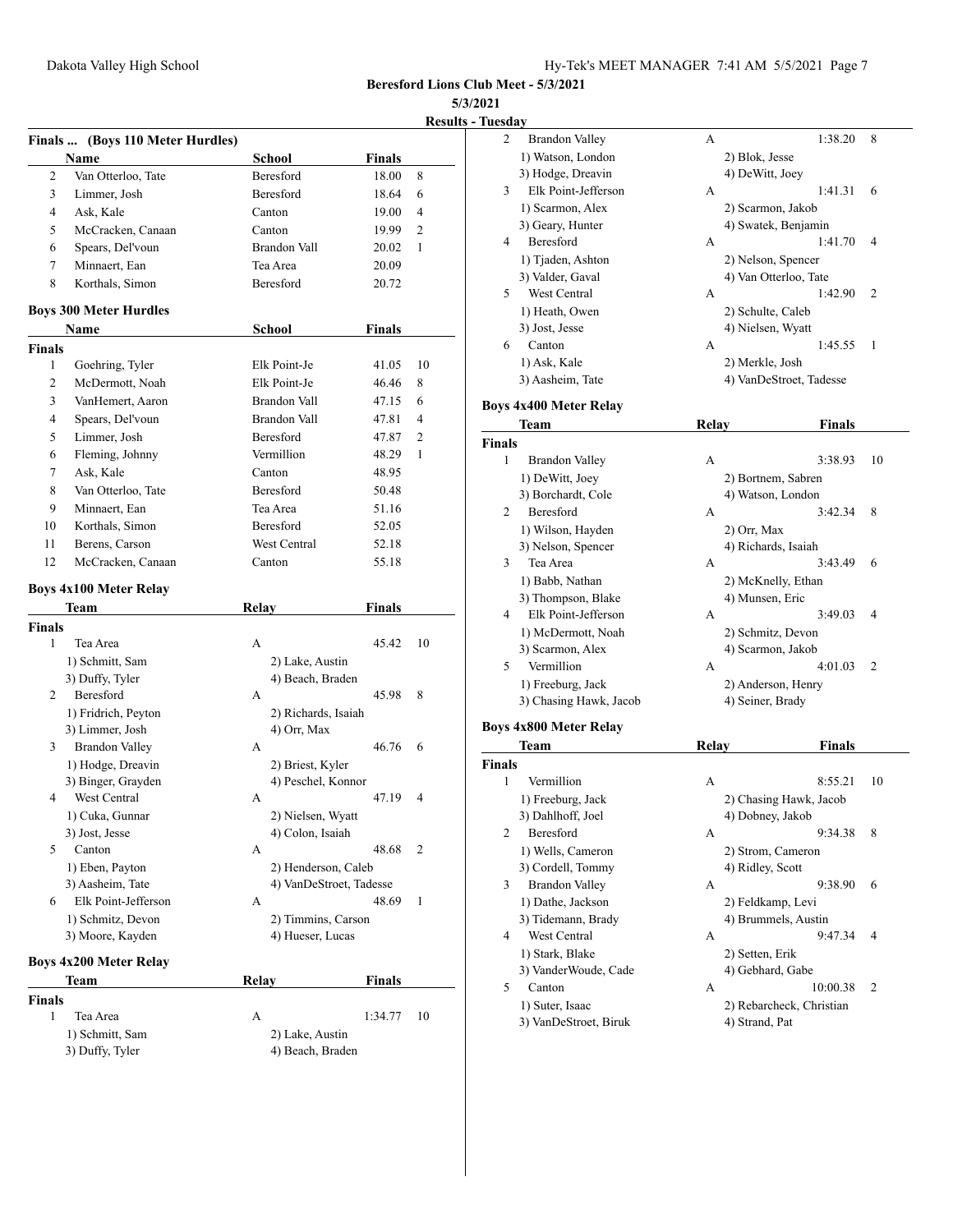**Beresford Lions Club Meet - 5/3/2021**

**5/3/2021**

**Results - Tuesday**

### Finals ... (Boys 110 Meter Hurdles)

| | Name | School | Finals | |
|---|---|---|---|---|
| 2 | Van Otterloo, Tate | Beresford | 18.00 | 8 |
| 3 | Limmer, Josh | Beresford | 18.64 | 6 |
| 4 | Ask, Kale | Canton | 19.00 | 4 |
| 5 | McCracken, Canaan | Canton | 19.99 | 2 |
| 6 | Spears, Del'voun | Brandon Vall | 20.02 | 1 |
| 7 | Minnaert, Ean | Tea Area | 20.09 | |
| 8 | Korthals, Simon | Beresford | 20.72 | |

### Boys 300 Meter Hurdles

| | Name | School | Finals | |
|---|---|---|---|---|
| **Finals** | | | | |
| 1 | Goehring, Tyler | Elk Point-Je | 41.05 | 10 |
| 2 | McDermott, Noah | Elk Point-Je | 46.46 | 8 |
| 3 | VanHemert, Aaron | Brandon Vall | 47.15 | 6 |
| 4 | Spears, Del'voun | Brandon Vall | 47.81 | 4 |
| 5 | Limmer, Josh | Beresford | 47.87 | 2 |
| 6 | Fleming, Johnny | Vermillion | 48.29 | 1 |
| 7 | Ask, Kale | Canton | 48.95 | |
| 8 | Van Otterloo, Tate | Beresford | 50.48 | |
| 9 | Minnaert, Ean | Tea Area | 51.16 | |
| 10 | Korthals, Simon | Beresford | 52.05 | |
| 11 | Berens, Carson | West Central | 52.18 | |
| 12 | McCracken, Canaan | Canton | 55.18 | |

### Boys 4x100 Meter Relay

| | Team | Relay | Finals | |
|---|---|---|---|---|
| **Finals** | | | | |
| 1 | Tea Area | A | 45.42 | 10 |
| | 1) Schmitt, Sam | 2) Lake, Austin | | |
| | 3) Duffy, Tyler | 4) Beach, Braden | | |
| 2 | Beresford | A | 45.98 | 8 |
| | 1) Fridrich, Peyton | 2) Richards, Isaiah | | |
| | 3) Limmer, Josh | 4) Orr, Max | | |
| 3 | Brandon Valley | A | 46.76 | 6 |
| | 1) Hodge, Dreavin | 2) Briest, Kyler | | |
| | 3) Binger, Grayden | 4) Peschel, Konnor | | |
| 4 | West Central | A | 47.19 | 4 |
| | 1) Cuka, Gunnar | 2) Nielsen, Wyatt | | |
| | 3) Jost, Jesse | 4) Colon, Isaiah | | |
| 5 | Canton | A | 48.68 | 2 |
| | 1) Eben, Payton | 2) Henderson, Caleb | | |
| | 3) Aasheim, Tate | 4) VanDeStroet, Tadesse | | |
| 6 | Elk Point-Jefferson | A | 48.69 | 1 |
| | 1) Schmitz, Devon | 2) Timmins, Carson | | |
| | 3) Moore, Kayden | 4) Hueser, Lucas | | |

### Boys 4x200 Meter Relay

| | Team | Relay | Finals | |
|---|---|---|---|---|
| **Finals** | | | | |
| 1 | Tea Area | A | 1:34.77 | 10 |
| | 1) Schmitt, Sam | 2) Lake, Austin | | |
| | 3) Duffy, Tyler | 4) Beach, Braden | | |
| 2 | Brandon Valley | A | 1:38.20 | 8 |
| | 1) Watson, London | 2) Blok, Jesse | | |
| | 3) Hodge, Dreavin | 4) DeWitt, Joey | | |
| 3 | Elk Point-Jefferson | A | 1:41.31 | 6 |
| | 1) Scarmon, Alex | 2) Scarmon, Jakob | | |
| | 3) Geary, Hunter | 4) Swatek, Benjamin | | |
| 4 | Beresford | A | 1:41.70 | 4 |
| | 1) Tjaden, Ashton | 2) Nelson, Spencer | | |
| | 3) Valder, Gaval | 4) Van Otterloo, Tate | | |
| 5 | West Central | A | 1:42.90 | 2 |
| | 1) Heath, Owen | 2) Schulte, Caleb | | |
| | 3) Jost, Jesse | 4) Nielsen, Wyatt | | |
| 6 | Canton | A | 1:45.55 | 1 |
| | 1) Ask, Kale | 2) Merkle, Josh | | |
| | 3) Aasheim, Tate | 4) VanDeStroet, Tadesse | | |

### Boys 4x400 Meter Relay

| | Team | Relay | Finals | |
|---|---|---|---|---|
| **Finals** | | | | |
| 1 | Brandon Valley | A | 3:38.93 | 10 |
| | 1) DeWitt, Joey | 2) Bortnem, Sabren | | |
| | 3) Borchardt, Cole | 4) Watson, London | | |
| 2 | Beresford | A | 3:42.34 | 8 |
| | 1) Wilson, Hayden | 2) Orr, Max | | |
| | 3) Nelson, Spencer | 4) Richards, Isaiah | | |
| 3 | Tea Area | A | 3:43.49 | 6 |
| | 1) Babb, Nathan | 2) McKnelly, Ethan | | |
| | 3) Thompson, Blake | 4) Munsen, Eric | | |
| 4 | Elk Point-Jefferson | A | 3:49.03 | 4 |
| | 1) McDermott, Noah | 2) Schmitz, Devon | | |
| | 3) Scarmon, Alex | 4) Scarmon, Jakob | | |
| 5 | Vermillion | A | 4:01.03 | 2 |
| | 1) Freeburg, Jack | 2) Anderson, Henry | | |
| | 3) Chasing Hawk, Jacob | 4) Seiner, Brady | | |

### Boys 4x800 Meter Relay

| | Team | Relay | Finals | |
|---|---|---|---|---|
| **Finals** | | | | |
| 1 | Vermillion | A | 8:55.21 | 10 |
| | 1) Freeburg, Jack | 2) Chasing Hawk, Jacob | | |
| | 3) Dahlhoff, Joel | 4) Dobney, Jakob | | |
| 2 | Beresford | A | 9:34.38 | 8 |
| | 1) Wells, Cameron | 2) Strom, Cameron | | |
| | 3) Cordell, Tommy | 4) Ridley, Scott | | |
| 3 | Brandon Valley | A | 9:38.90 | 6 |
| | 1) Dathe, Jackson | 2) Feldkamp, Levi | | |
| | 3) Tidemann, Brady | 4) Brummels, Austin | | |
| 4 | West Central | A | 9:47.34 | 4 |
| | 1) Stark, Blake | 2) Setten, Erik | | |
| | 3) VanderWoude, Cade | 4) Gebhard, Gabe | | |
| 5 | Canton | A | 10:00.38 | 2 |
| | 1) Suter, Isaac | 2) Rebarcheck, Christian | | |
| | 3) VanDeStroet, Biruk | 4) Strand, Pat | | |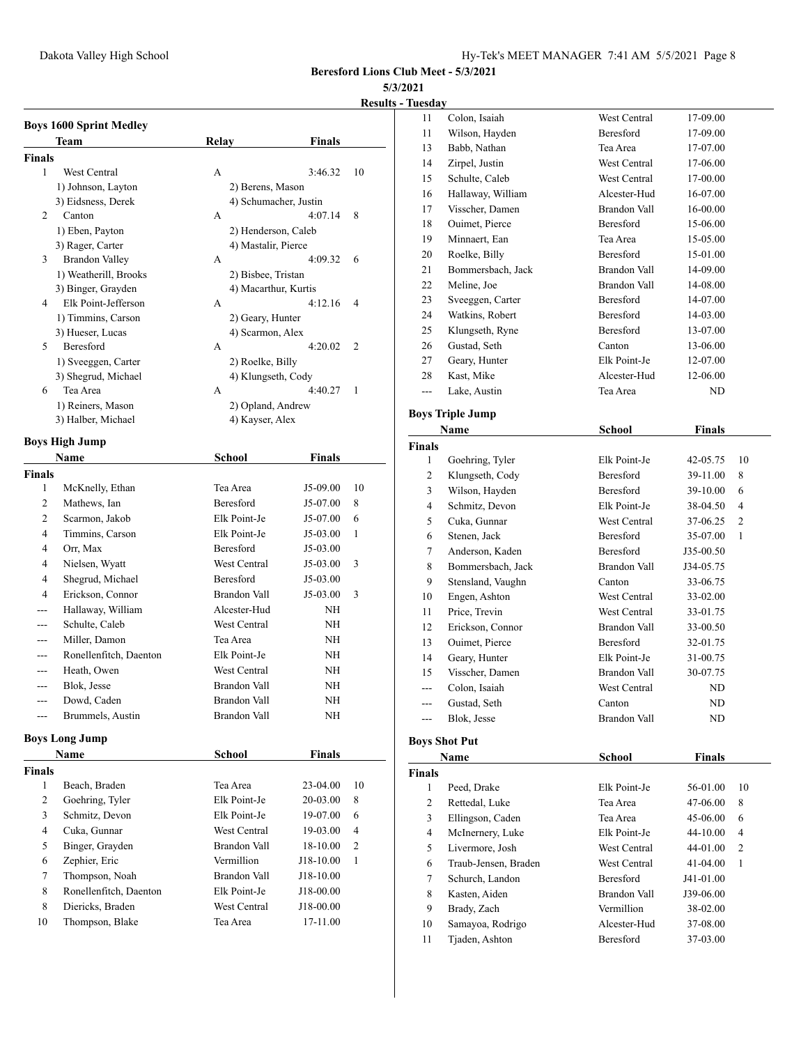**Beresford Lions Club Meet - 5/3/2021**

**5/3/2021**

**Results - Tuesday**

### Boys 1600 Sprint Medley

| | Team | Relay | Finals | |
|---|---|---|---|---|
| **Finals** | | | | |
| 1 | West Central | A | 3:46.32 | 10 |
| | 1) Johnson, Layton | 2) Berens, Mason | | |
| | 3) Eidsness, Derek | 4) Schumacher, Justin | | |
| 2 | Canton | A | 4:07.14 | 8 |
| | 1) Eben, Payton | 2) Henderson, Caleb | | |
| | 3) Rager, Carter | 4) Mastalir, Pierce | | |
| 3 | Brandon Valley | A | 4:09.32 | 6 |
| | 1) Weatherill, Brooks | 2) Bisbee, Tristan | | |
| | 3) Binger, Grayden | 4) Macarthur, Kurtis | | |
| 4 | Elk Point-Jefferson | A | 4:12.16 | 4 |
| | 1) Timmins, Carson | 2) Geary, Hunter | | |
| | 3) Hueser, Lucas | 4) Scarmon, Alex | | |
| 5 | Beresford | A | 4:20.02 | 2 |
| | 1) Sveeggen, Carter | 2) Roelke, Billy | | |
| | 3) Shegrud, Michael | 4) Klungseth, Cody | | |
| 6 | Tea Area | A | 4:40.27 | 1 |
| | 1) Reiners, Mason | 2) Opland, Andrew | | |
| | 3) Halber, Michael | 4) Kayser, Alex | | |

### Boys High Jump

| | Name | School | Finals | |
|---|---|---|---|---|
| **Finals** | | | | |
| 1 | McKnelly, Ethan | Tea Area | J5-09.00 | 10 |
| 2 | Mathews, Ian | Beresford | J5-07.00 | 8 |
| 2 | Scarmon, Jakob | Elk Point-Je | J5-07.00 | 6 |
| 4 | Timmins, Carson | Elk Point-Je | J5-03.00 | 1 |
| 4 | Orr, Max | Beresford | J5-03.00 | |
| 4 | Nielsen, Wyatt | West Central | J5-03.00 | 3 |
| 4 | Shegrud, Michael | Beresford | J5-03.00 | |
| 4 | Erickson, Connor | Brandon Vall | J5-03.00 | 3 |
| --- | Hallaway, William | Alcester-Hud | NH | |
| --- | Schulte, Caleb | West Central | NH | |
| --- | Miller, Damon | Tea Area | NH | |
| --- | Ronellenfitch, Daenton | Elk Point-Je | NH | |
| --- | Heath, Owen | West Central | NH | |
| --- | Blok, Jesse | Brandon Vall | NH | |
| --- | Dowd, Caden | Brandon Vall | NH | |
| --- | Brummels, Austin | Brandon Vall | NH | |

### Boys Long Jump

| | Name | School | Finals | |
|---|---|---|---|---|
| **Finals** | | | | |
| 1 | Beach, Braden | Tea Area | 23-04.00 | 10 |
| 2 | Goehring, Tyler | Elk Point-Je | 20-03.00 | 8 |
| 3 | Schmitz, Devon | Elk Point-Je | 19-07.00 | 6 |
| 4 | Cuka, Gunnar | West Central | 19-03.00 | 4 |
| 5 | Binger, Grayden | Brandon Vall | 18-10.00 | 2 |
| 6 | Zephier, Eric | Vermillion | J18-10.00 | 1 |
| 7 | Thompson, Noah | Brandon Vall | J18-10.00 | |
| 8 | Ronellenfitch, Daenton | Elk Point-Je | J18-00.00 | |
| 8 | Diericks, Braden | West Central | J18-00.00 | |
| 10 | Thompson, Blake | Tea Area | 17-11.00 | |
| 11 | Colon, Isaiah | West Central | 17-09.00 | |
| 11 | Wilson, Hayden | Beresford | 17-09.00 | |
| 13 | Babb, Nathan | Tea Area | 17-07.00 | |
| 14 | Zirpel, Justin | West Central | 17-06.00 | |
| 15 | Schulte, Caleb | West Central | 17-00.00 | |
| 16 | Hallaway, William | Alcester-Hud | 16-07.00 | |
| 17 | Visscher, Damen | Brandon Vall | 16-00.00 | |
| 18 | Ouimet, Pierce | Beresford | 15-06.00 | |
| 19 | Minnaert, Ean | Tea Area | 15-05.00 | |
| 20 | Roelke, Billy | Beresford | 15-01.00 | |
| 21 | Bommersbach, Jack | Brandon Vall | 14-09.00 | |
| 22 | Meline, Joe | Brandon Vall | 14-08.00 | |
| 23 | Sveeggen, Carter | Beresford | 14-07.00 | |
| 24 | Watkins, Robert | Beresford | 14-03.00 | |
| 25 | Klungseth, Ryne | Beresford | 13-07.00 | |
| 26 | Gustad, Seth | Canton | 13-06.00 | |
| 27 | Geary, Hunter | Elk Point-Je | 12-07.00 | |
| 28 | Kast, Mike | Alcester-Hud | 12-06.00 | |
| --- | Lake, Austin | Tea Area | ND | |

### Boys Triple Jump

| | Name | School | Finals | |
|---|---|---|---|---|
| **Finals** | | | | |
| 1 | Goehring, Tyler | Elk Point-Je | 42-05.75 | 10 |
| 2 | Klungseth, Cody | Beresford | 39-11.00 | 8 |
| 3 | Wilson, Hayden | Beresford | 39-10.00 | 6 |
| 4 | Schmitz, Devon | Elk Point-Je | 38-04.50 | 4 |
| 5 | Cuka, Gunnar | West Central | 37-06.25 | 2 |
| 6 | Stenen, Jack | Beresford | 35-07.00 | 1 |
| 7 | Anderson, Kaden | Beresford | J35-00.50 | |
| 8 | Bommersbach, Jack | Brandon Vall | J34-05.75 | |
| 9 | Stensland, Vaughn | Canton | 33-06.75 | |
| 10 | Engen, Ashton | West Central | 33-02.00 | |
| 11 | Price, Trevin | West Central | 33-01.75 | |
| 12 | Erickson, Connor | Brandon Vall | 33-00.50 | |
| 13 | Ouimet, Pierce | Beresford | 32-01.75 | |
| 14 | Geary, Hunter | Elk Point-Je | 31-00.75 | |
| 15 | Visscher, Damen | Brandon Vall | 30-07.75 | |
| --- | Colon, Isaiah | West Central | ND | |
| --- | Gustad, Seth | Canton | ND | |
| --- | Blok, Jesse | Brandon Vall | ND | |

### Boys Shot Put

| | Name | School | Finals | |
|---|---|---|---|---|
| **Finals** | | | | |
| 1 | Peed, Drake | Elk Point-Je | 56-01.00 | 10 |
| 2 | Rettedal, Luke | Tea Area | 47-06.00 | 8 |
| 3 | Ellingson, Caden | Tea Area | 45-06.00 | 6 |
| 4 | McInernery, Luke | Elk Point-Je | 44-10.00 | 4 |
| 5 | Livermore, Josh | West Central | 44-01.00 | 2 |
| 6 | Traub-Jensen, Braden | West Central | 41-04.00 | 1 |
| 7 | Schurch, Landon | Beresford | J41-01.00 | |
| 8 | Kasten, Aiden | Brandon Vall | J39-06.00 | |
| 9 | Brady, Zach | Vermillion | 38-02.00 | |
| 10 | Samayoa, Rodrigo | Alcester-Hud | 37-08.00 | |
| 11 | Tjaden, Ashton | Beresford | 37-03.00 | |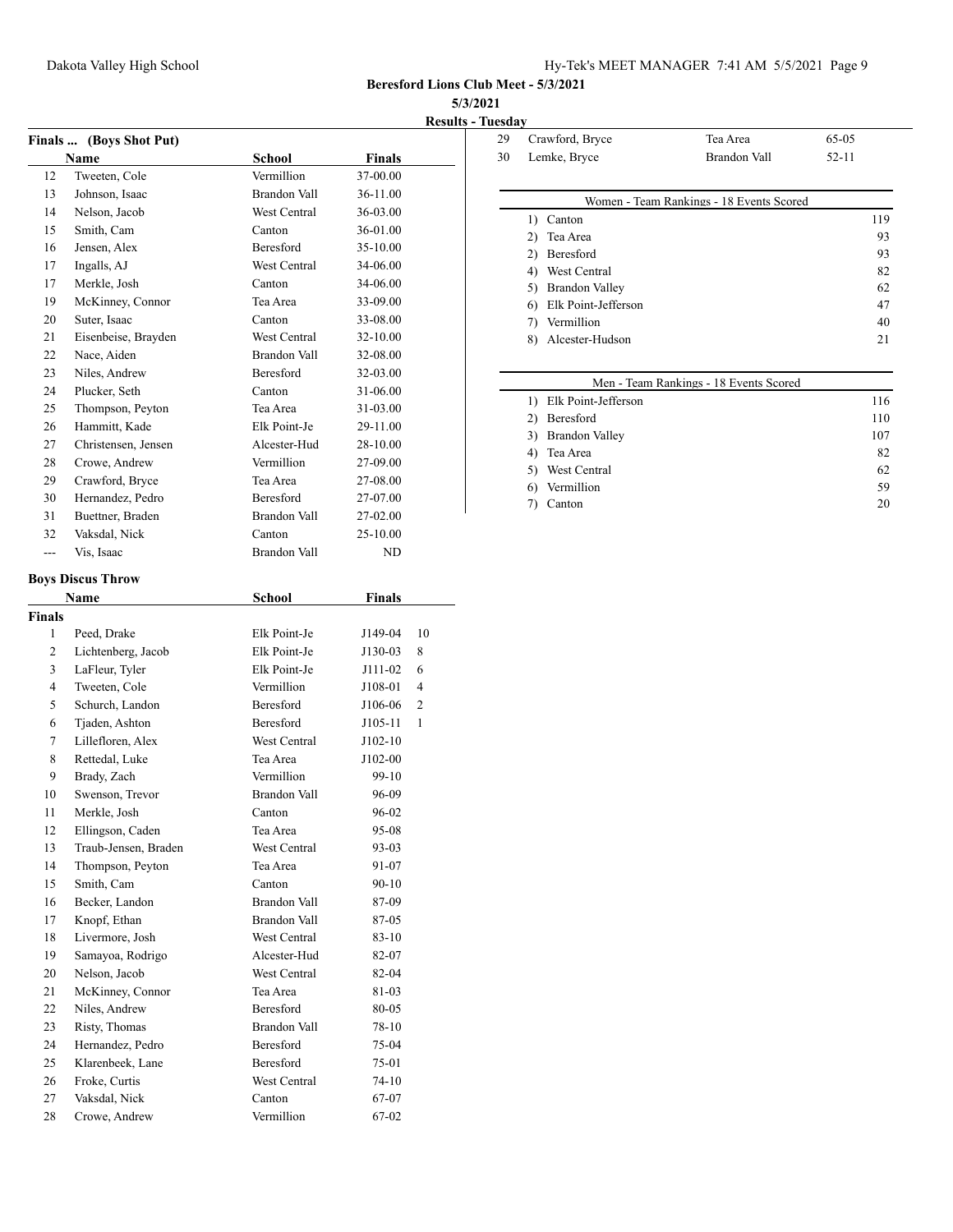**Beresford Lions Club Meet - 5/3/2021**

**5/3/2021**

**Results - Tuesday**

### Finals ... (Boys Shot Put)

| | Name | School | Finals |
|---|---|---|---|
| 12 | Tweeten, Cole | Vermillion | 37-00.00 |
| 13 | Johnson, Isaac | Brandon Vall | 36-11.00 |
| 14 | Nelson, Jacob | West Central | 36-03.00 |
| 15 | Smith, Cam | Canton | 36-01.00 |
| 16 | Jensen, Alex | Beresford | 35-10.00 |
| 17 | Ingalls, AJ | West Central | 34-06.00 |
| 17 | Merkle, Josh | Canton | 34-06.00 |
| 19 | McKinney, Connor | Tea Area | 33-09.00 |
| 20 | Suter, Isaac | Canton | 33-08.00 |
| 21 | Eisenbeise, Brayden | West Central | 32-10.00 |
| 22 | Nace, Aiden | Brandon Vall | 32-08.00 |
| 23 | Niles, Andrew | Beresford | 32-03.00 |
| 24 | Plucker, Seth | Canton | 31-06.00 |
| 25 | Thompson, Peyton | Tea Area | 31-03.00 |
| 26 | Hammitt, Kade | Elk Point-Je | 29-11.00 |
| 27 | Christensen, Jensen | Alcester-Hud | 28-10.00 |
| 28 | Crowe, Andrew | Vermillion | 27-09.00 |
| 29 | Crawford, Bryce | Tea Area | 27-08.00 |
| 30 | Hernandez, Pedro | Beresford | 27-07.00 |
| 31 | Buettner, Braden | Brandon Vall | 27-02.00 |
| 32 | Vaksdal, Nick | Canton | 25-10.00 |
| --- | Vis, Isaac | Brandon Vall | ND |

### Boys Discus Throw

| | Name | School | Finals | |
|---|---|---|---|---|
| **Finals** | | | | |
| 1 | Peed, Drake | Elk Point-Je | J149-04 | 10 |
| 2 | Lichtenberg, Jacob | Elk Point-Je | J130-03 | 8 |
| 3 | LaFleur, Tyler | Elk Point-Je | J111-02 | 6 |
| 4 | Tweeten, Cole | Vermillion | J108-01 | 4 |
| 5 | Schurch, Landon | Beresford | J106-06 | 2 |
| 6 | Tjaden, Ashton | Beresford | J105-11 | 1 |
| 7 | Lillefloren, Alex | West Central | J102-10 | |
| 8 | Rettedal, Luke | Tea Area | J102-00 | |
| 9 | Brady, Zach | Vermillion | 99-10 | |
| 10 | Swenson, Trevor | Brandon Vall | 96-09 | |
| 11 | Merkle, Josh | Canton | 96-02 | |
| 12 | Ellingson, Caden | Tea Area | 95-08 | |
| 13 | Traub-Jensen, Braden | West Central | 93-03 | |
| 14 | Thompson, Peyton | Tea Area | 91-07 | |
| 15 | Smith, Cam | Canton | 90-10 | |
| 16 | Becker, Landon | Brandon Vall | 87-09 | |
| 17 | Knopf, Ethan | Brandon Vall | 87-05 | |
| 18 | Livermore, Josh | West Central | 83-10 | |
| 19 | Samayoa, Rodrigo | Alcester-Hud | 82-07 | |
| 20 | Nelson, Jacob | West Central | 82-04 | |
| 21 | McKinney, Connor | Tea Area | 81-03 | |
| 22 | Niles, Andrew | Beresford | 80-05 | |
| 23 | Risty, Thomas | Brandon Vall | 78-10 | |
| 24 | Hernandez, Pedro | Beresford | 75-04 | |
| 25 | Klarenbeek, Lane | Beresford | 75-01 | |
| 26 | Froke, Curtis | West Central | 74-10 | |
| 27 | Vaksdal, Nick | Canton | 67-07 | |
| 28 | Crowe, Andrew | Vermillion | 67-02 | |
| 29 | Crawford, Bryce | Tea Area | 65-05 | |
| 30 | Lemke, Bryce | Brandon Vall | 52-11 | |

### Women - Team Rankings - 18 Events Scored

| | Team | Points |
|---|---|---|
| 1) | Canton | 119 |
| 2) | Tea Area | 93 |
| 2) | Beresford | 93 |
| 4) | West Central | 82 |
| 5) | Brandon Valley | 62 |
| 6) | Elk Point-Jefferson | 47 |
| 7) | Vermillion | 40 |
| 8) | Alcester-Hudson | 21 |

### Men - Team Rankings - 18 Events Scored

| | Team | Points |
|---|---|---|
| 1) | Elk Point-Jefferson | 116 |
| 2) | Beresford | 110 |
| 3) | Brandon Valley | 107 |
| 4) | Tea Area | 82 |
| 5) | West Central | 62 |
| 6) | Vermillion | 59 |
| 7) | Canton | 20 |